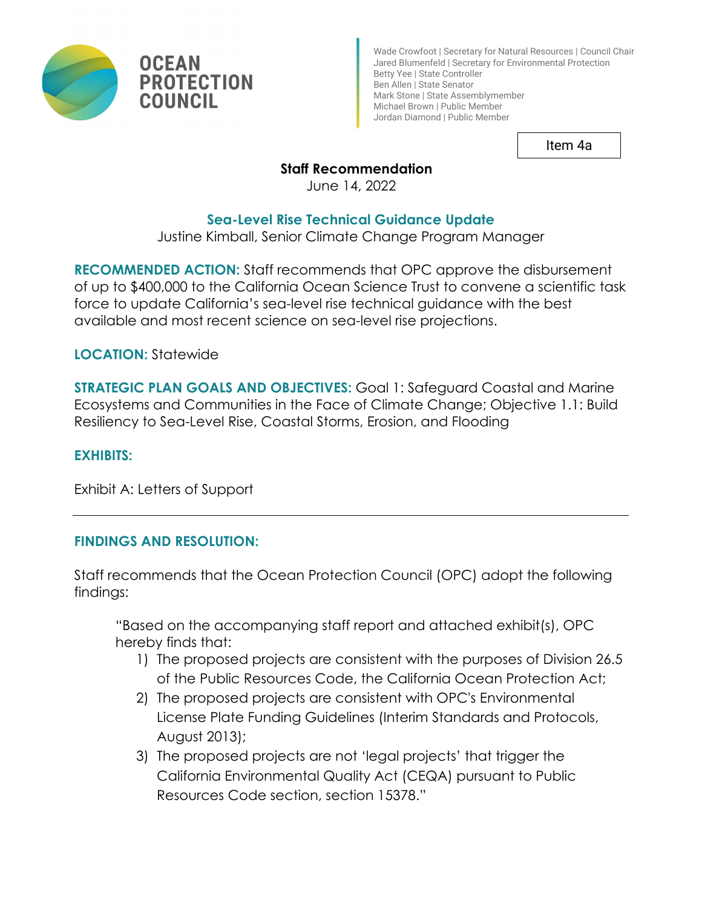**OCEAN PROTECTION COUNCIL**

Wade Crowfoot | Secretary for Natural Resources | Council Chair
Jared Blumenfeld | Secretary for Environmental Protection
Betty Yee | State Controller
Ben Allen | State Senator
Mark Stone | State Assemblymember
Michael Brown | Public Member
Jordan Diamond | Public Member

Item 4a

**Staff Recommendation**
June 14, 2022

## Sea-Level Rise Technical Guidance Update

Justine Kimball, Senior Climate Change Program Manager

**RECOMMENDED ACTION:** Staff recommends that OPC approve the disbursement of up to $400,000 to the California Ocean Science Trust to convene a scientific task force to update California's sea-level rise technical guidance with the best available and most recent science on sea-level rise projections.

**LOCATION:** Statewide

**STRATEGIC PLAN GOALS AND OBJECTIVES:** Goal 1: Safeguard Coastal and Marine Ecosystems and Communities in the Face of Climate Change; Objective 1.1: Build Resiliency to Sea-Level Rise, Coastal Storms, Erosion, and Flooding

**EXHIBITS:**

Exhibit A: Letters of Support

---

**FINDINGS AND RESOLUTION:**

Staff recommends that the Ocean Protection Council (OPC) adopt the following findings:

> "Based on the accompanying staff report and attached exhibit(s), OPC hereby finds that:
> 1) The proposed projects are consistent with the purposes of Division 26.5 of the Public Resources Code, the California Ocean Protection Act;
> 2) The proposed projects are consistent with OPC's Environmental License Plate Funding Guidelines (Interim Standards and Protocols, August 2013);
> 3) The proposed projects are not 'legal projects' that trigger the California Environmental Quality Act (CEQA) pursuant to Public Resources Code section, section 15378."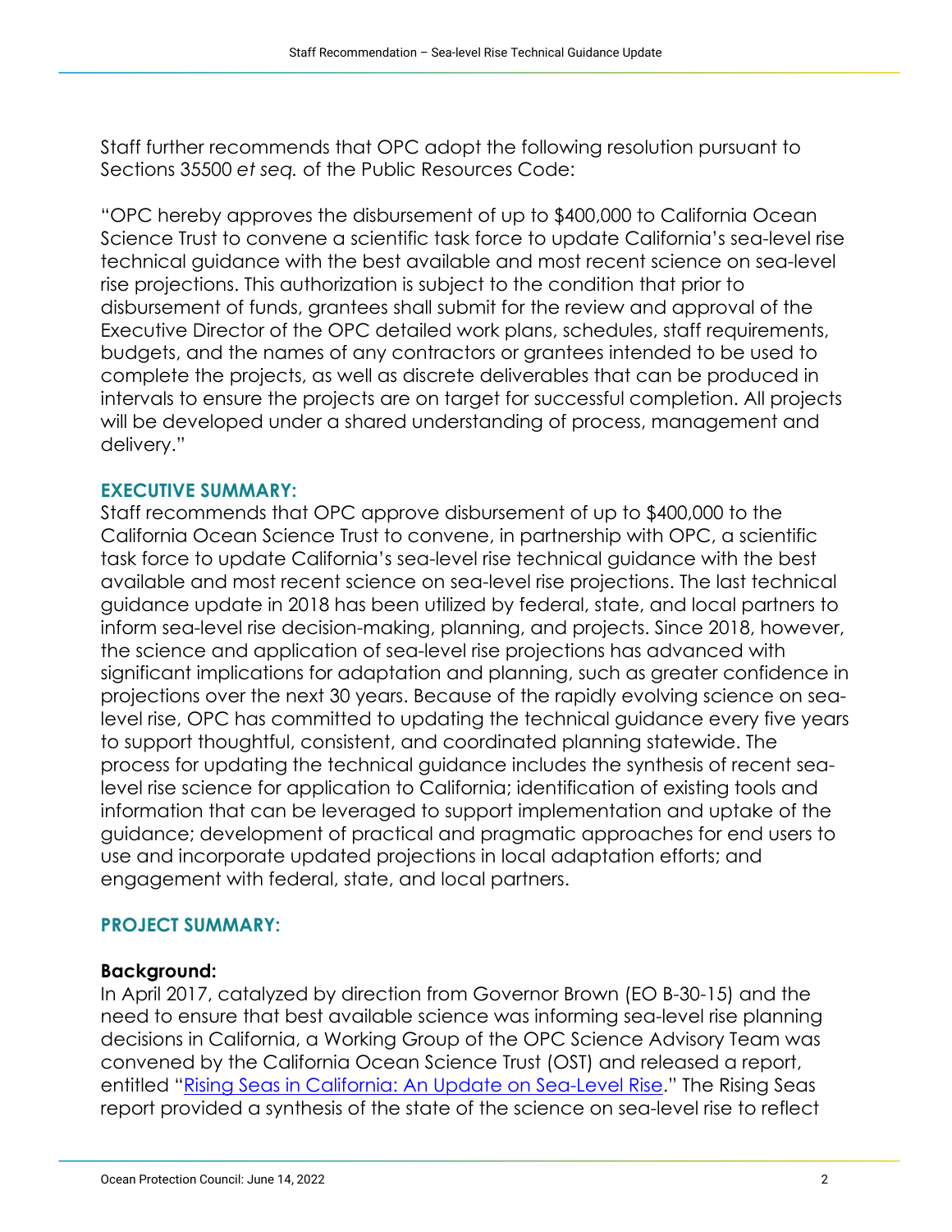Staff further recommends that OPC adopt the following resolution pursuant to Sections 35500 *et seq.* of the Public Resources Code:

"OPC hereby approves the disbursement of up to $400,000 to California Ocean Science Trust to convene a scientific task force to update California's sea-level rise technical guidance with the best available and most recent science on sea-level rise projections. This authorization is subject to the condition that prior to disbursement of funds, grantees shall submit for the review and approval of the Executive Director of the OPC detailed work plans, schedules, staff requirements, budgets, and the names of any contractors or grantees intended to be used to complete the projects, as well as discrete deliverables that can be produced in intervals to ensure the projects are on target for successful completion. All projects will be developed under a shared understanding of process, management and delivery."

## EXECUTIVE SUMMARY:

Staff recommends that OPC approve disbursement of up to $400,000 to the California Ocean Science Trust to convene, in partnership with OPC, a scientific task force to update California's sea-level rise technical guidance with the best available and most recent science on sea-level rise projections. The last technical guidance update in 2018 has been utilized by federal, state, and local partners to inform sea-level rise decision-making, planning, and projects. Since 2018, however, the science and application of sea-level rise projections has advanced with significant implications for adaptation and planning, such as greater confidence in projections over the next 30 years. Because of the rapidly evolving science on sea-level rise, OPC has committed to updating the technical guidance every five years to support thoughtful, consistent, and coordinated planning statewide. The process for updating the technical guidance includes the synthesis of recent sea-level rise science for application to California; identification of existing tools and information that can be leveraged to support implementation and uptake of the guidance; development of practical and pragmatic approaches for end users to use and incorporate updated projections in local adaptation efforts; and engagement with federal, state, and local partners.

## PROJECT SUMMARY:

### Background:

In April 2017, catalyzed by direction from Governor Brown (EO B-30-15) and the need to ensure that best available science was informing sea-level rise planning decisions in California, a Working Group of the OPC Science Advisory Team was convened by the California Ocean Science Trust (OST) and released a report, entitled "Rising Seas in California: An Update on Sea-Level Rise." The Rising Seas report provided a synthesis of the state of the science on sea-level rise to reflect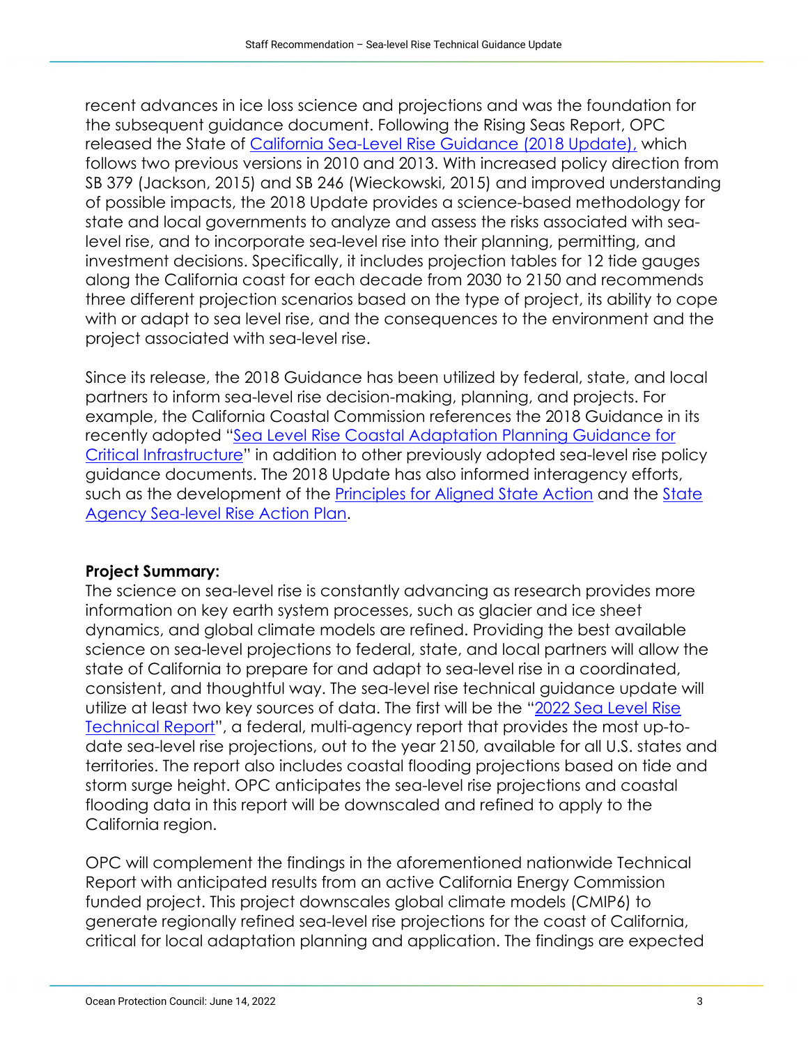recent advances in ice loss science and projections and was the foundation for the subsequent guidance document. Following the Rising Seas Report, OPC released the State of California Sea-Level Rise Guidance (2018 Update), which follows two previous versions in 2010 and 2013. With increased policy direction from SB 379 (Jackson, 2015) and SB 246 (Wieckowski, 2015) and improved understanding of possible impacts, the 2018 Update provides a science-based methodology for state and local governments to analyze and assess the risks associated with sea-level rise, and to incorporate sea-level rise into their planning, permitting, and investment decisions. Specifically, it includes projection tables for 12 tide gauges along the California coast for each decade from 2030 to 2150 and recommends three different projection scenarios based on the type of project, its ability to cope with or adapt to sea level rise, and the consequences to the environment and the project associated with sea-level rise.

Since its release, the 2018 Guidance has been utilized by federal, state, and local partners to inform sea-level rise decision-making, planning, and projects. For example, the California Coastal Commission references the 2018 Guidance in its recently adopted "Sea Level Rise Coastal Adaptation Planning Guidance for Critical Infrastructure" in addition to other previously adopted sea-level rise policy guidance documents. The 2018 Update has also informed interagency efforts, such as the development of the Principles for Aligned State Action and the State Agency Sea-level Rise Action Plan.

**Project Summary:**
The science on sea-level rise is constantly advancing as research provides more information on key earth system processes, such as glacier and ice sheet dynamics, and global climate models are refined. Providing the best available science on sea-level projections to federal, state, and local partners will allow the state of California to prepare for and adapt to sea-level rise in a coordinated, consistent, and thoughtful way. The sea-level rise technical guidance update will utilize at least two key sources of data. The first will be the "2022 Sea Level Rise Technical Report", a federal, multi-agency report that provides the most up-to-date sea-level rise projections, out to the year 2150, available for all U.S. states and territories. The report also includes coastal flooding projections based on tide and storm surge height. OPC anticipates the sea-level rise projections and coastal flooding data in this report will be downscaled and refined to apply to the California region.

OPC will complement the findings in the aforementioned nationwide Technical Report with anticipated results from an active California Energy Commission funded project. This project downscales global climate models (CMIP6) to generate regionally refined sea-level rise projections for the coast of California, critical for local adaptation planning and application. The findings are expected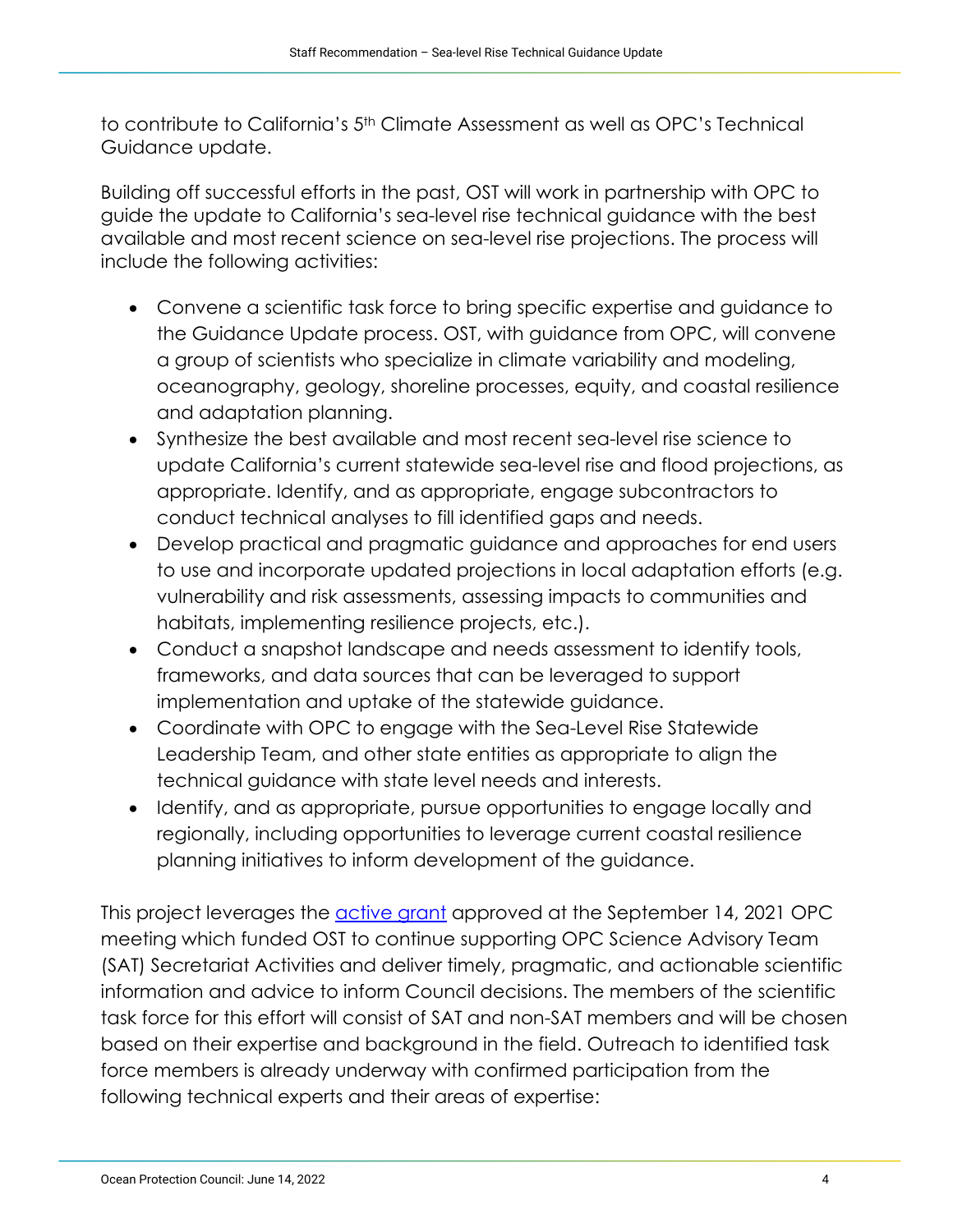to contribute to California's 5th Climate Assessment as well as OPC's Technical Guidance update.

Building off successful efforts in the past, OST will work in partnership with OPC to guide the update to California's sea-level rise technical guidance with the best available and most recent science on sea-level rise projections. The process will include the following activities:

- Convene a scientific task force to bring specific expertise and guidance to the Guidance Update process. OST, with guidance from OPC, will convene a group of scientists who specialize in climate variability and modeling, oceanography, geology, shoreline processes, equity, and coastal resilience and adaptation planning.
- Synthesize the best available and most recent sea-level rise science to update California's current statewide sea-level rise and flood projections, as appropriate. Identify, and as appropriate, engage subcontractors to conduct technical analyses to fill identified gaps and needs.
- Develop practical and pragmatic guidance and approaches for end users to use and incorporate updated projections in local adaptation efforts (e.g. vulnerability and risk assessments, assessing impacts to communities and habitats, implementing resilience projects, etc.).
- Conduct a snapshot landscape and needs assessment to identify tools, frameworks, and data sources that can be leveraged to support implementation and uptake of the statewide guidance.
- Coordinate with OPC to engage with the Sea-Level Rise Statewide Leadership Team, and other state entities as appropriate to align the technical guidance with state level needs and interests.
- Identify, and as appropriate, pursue opportunities to engage locally and regionally, including opportunities to leverage current coastal resilience planning initiatives to inform development of the guidance.

This project leverages the active grant approved at the September 14, 2021 OPC meeting which funded OST to continue supporting OPC Science Advisory Team (SAT) Secretariat Activities and deliver timely, pragmatic, and actionable scientific information and advice to inform Council decisions. The members of the scientific task force for this effort will consist of SAT and non-SAT members and will be chosen based on their expertise and background in the field. Outreach to identified task force members is already underway with confirmed participation from the following technical experts and their areas of expertise: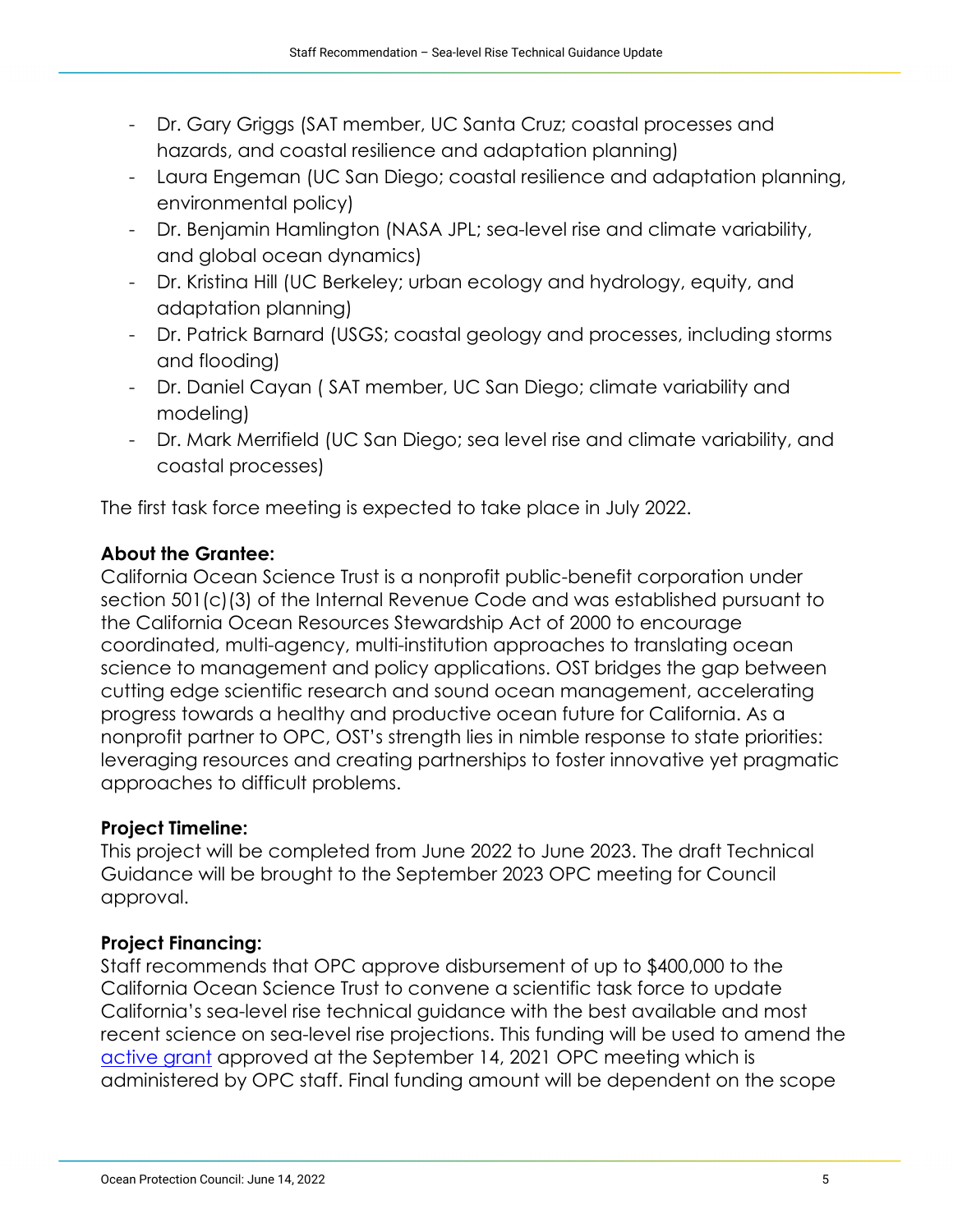- Dr. Gary Griggs (SAT member, UC Santa Cruz; coastal processes and hazards, and coastal resilience and adaptation planning)
- Laura Engeman (UC San Diego; coastal resilience and adaptation planning, environmental policy)
- Dr. Benjamin Hamlington (NASA JPL; sea-level rise and climate variability, and global ocean dynamics)
- Dr. Kristina Hill (UC Berkeley; urban ecology and hydrology, equity, and adaptation planning)
- Dr. Patrick Barnard (USGS; coastal geology and processes, including storms and flooding)
- Dr. Daniel Cayan ( SAT member, UC San Diego; climate variability and modeling)
- Dr. Mark Merrifield (UC San Diego; sea level rise and climate variability, and coastal processes)

The first task force meeting is expected to take place in July 2022.

**About the Grantee:**
California Ocean Science Trust is a nonprofit public-benefit corporation under section 501(c)(3) of the Internal Revenue Code and was established pursuant to the California Ocean Resources Stewardship Act of 2000 to encourage coordinated, multi-agency, multi-institution approaches to translating ocean science to management and policy applications. OST bridges the gap between cutting edge scientific research and sound ocean management, accelerating progress towards a healthy and productive ocean future for California. As a nonprofit partner to OPC, OST's strength lies in nimble response to state priorities: leveraging resources and creating partnerships to foster innovative yet pragmatic approaches to difficult problems.

**Project Timeline:**
This project will be completed from June 2022 to June 2023. The draft Technical Guidance will be brought to the September 2023 OPC meeting for Council approval.

**Project Financing:**
Staff recommends that OPC approve disbursement of up to $400,000 to the California Ocean Science Trust to convene a scientific task force to update California's sea-level rise technical guidance with the best available and most recent science on sea-level rise projections. This funding will be used to amend the active grant approved at the September 14, 2021 OPC meeting which is administered by OPC staff. Final funding amount will be dependent on the scope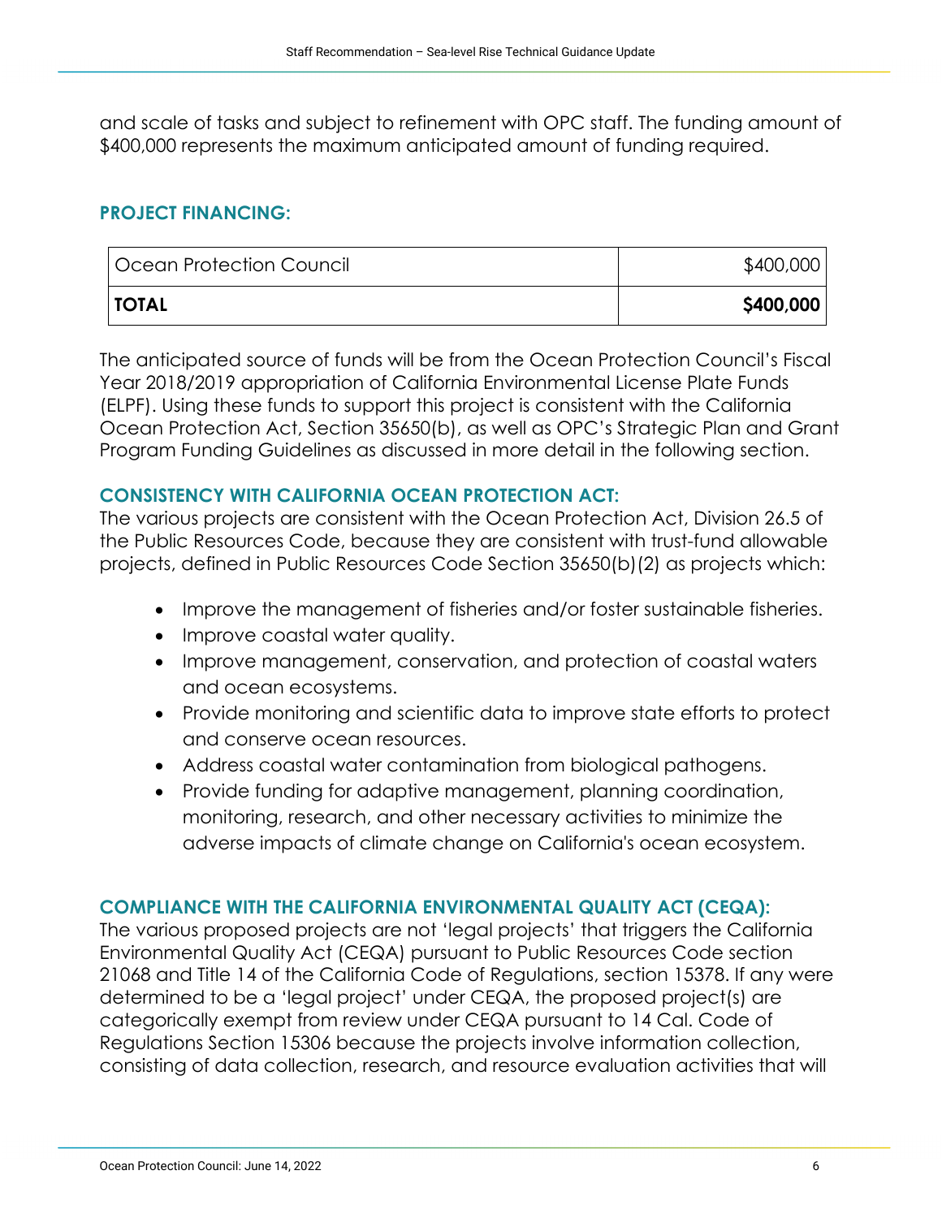and scale of tasks and subject to refinement with OPC staff. The funding amount of $400,000 represents the maximum anticipated amount of funding required.

## PROJECT FINANCING:

| Ocean Protection Council | $400,000 |
|---|---:|
| **TOTAL** | **$400,000** |

The anticipated source of funds will be from the Ocean Protection Council's Fiscal Year 2018/2019 appropriation of California Environmental License Plate Funds (ELPF). Using these funds to support this project is consistent with the California Ocean Protection Act, Section 35650(b), as well as OPC's Strategic Plan and Grant Program Funding Guidelines as discussed in more detail in the following section.

## CONSISTENCY WITH CALIFORNIA OCEAN PROTECTION ACT:

The various projects are consistent with the Ocean Protection Act, Division 26.5 of the Public Resources Code, because they are consistent with trust-fund allowable projects, defined in Public Resources Code Section 35650(b)(2) as projects which:

- Improve the management of fisheries and/or foster sustainable fisheries.
- Improve coastal water quality.
- Improve management, conservation, and protection of coastal waters and ocean ecosystems.
- Provide monitoring and scientific data to improve state efforts to protect and conserve ocean resources.
- Address coastal water contamination from biological pathogens.
- Provide funding for adaptive management, planning coordination, monitoring, research, and other necessary activities to minimize the adverse impacts of climate change on California's ocean ecosystem.

## COMPLIANCE WITH THE CALIFORNIA ENVIRONMENTAL QUALITY ACT (CEQA):

The various proposed projects are not 'legal projects' that triggers the California Environmental Quality Act (CEQA) pursuant to Public Resources Code section 21068 and Title 14 of the California Code of Regulations, section 15378. If any were determined to be a 'legal project' under CEQA, the proposed project(s) are categorically exempt from review under CEQA pursuant to 14 Cal. Code of Regulations Section 15306 because the projects involve information collection, consisting of data collection, research, and resource evaluation activities that will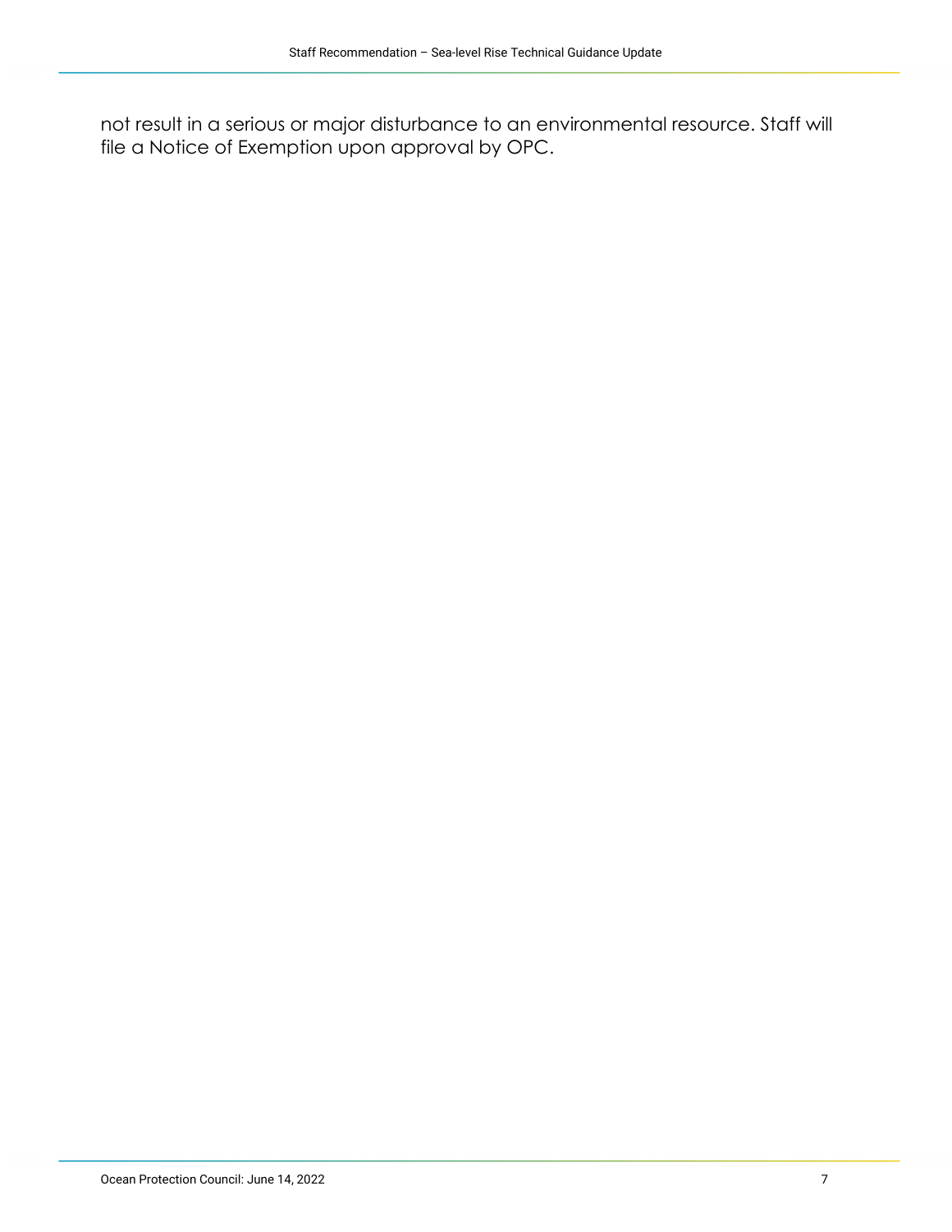not result in a serious or major disturbance to an environmental resource. Staff will file a Notice of Exemption upon approval by OPC.